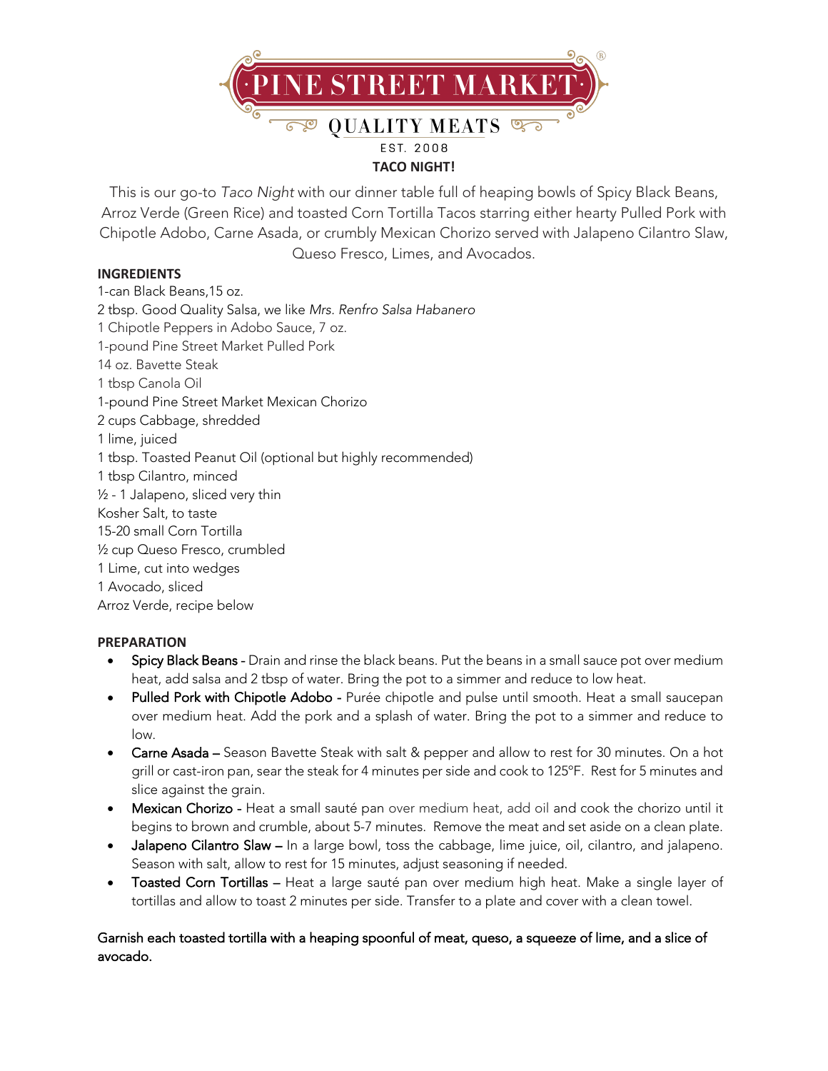PINE STREET MARKET®

QUALITY MEATS

EST. 2008

# TACO NIGHT!

This is our go-to *Taco Night* with our dinner table full of heaping bowls of Spicy Black Beans, Arroz Verde (Green Rice) and toasted Corn Tortilla Tacos starring either hearty Pulled Pork with Chipotle Adobo, Carne Asada, or crumbly Mexican Chorizo served with Jalapeno Cilantro Slaw, Queso Fresco, Limes, and Avocados.

## INGREDIENTS

1-can Black Beans,15 oz.
2 tbsp. Good Quality Salsa, we like *Mrs. Renfro Salsa Habanero*
1 Chipotle Peppers in Adobo Sauce, 7 oz.
1-pound Pine Street Market Pulled Pork
14 oz. Bavette Steak
1 tbsp Canola Oil
1-pound Pine Street Market Mexican Chorizo
2 cups Cabbage, shredded
1 lime, juiced
1 tbsp. Toasted Peanut Oil (optional but highly recommended)
1 tbsp Cilantro, minced
½ - 1 Jalapeno, sliced very thin
Kosher Salt, to taste
15-20 small Corn Tortilla
½ cup Queso Fresco, crumbled
1 Lime, cut into wedges
1 Avocado, sliced
Arroz Verde, recipe below

## PREPARATION

- Spicy Black Beans - Drain and rinse the black beans. Put the beans in a small sauce pot over medium heat, add salsa and 2 tbsp of water. Bring the pot to a simmer and reduce to low heat.
- Pulled Pork with Chipotle Adobo - Purée chipotle and pulse until smooth. Heat a small saucepan over medium heat. Add the pork and a splash of water. Bring the pot to a simmer and reduce to low.
- Carne Asada – Season Bavette Steak with salt & pepper and allow to rest for 30 minutes. On a hot grill or cast-iron pan, sear the steak for 4 minutes per side and cook to 125°F. Rest for 5 minutes and slice against the grain.
- Mexican Chorizo - Heat a small sauté pan over medium heat, add oil and cook the chorizo until it begins to brown and crumble, about 5-7 minutes. Remove the meat and set aside on a clean plate.
- Jalapeno Cilantro Slaw – In a large bowl, toss the cabbage, lime juice, oil, cilantro, and jalapeno. Season with salt, allow to rest for 15 minutes, adjust seasoning if needed.
- Toasted Corn Tortillas – Heat a large sauté pan over medium high heat. Make a single layer of tortillas and allow to toast 2 minutes per side. Transfer to a plate and cover with a clean towel.

Garnish each toasted tortilla with a heaping spoonful of meat, queso, a squeeze of lime, and a slice of avocado.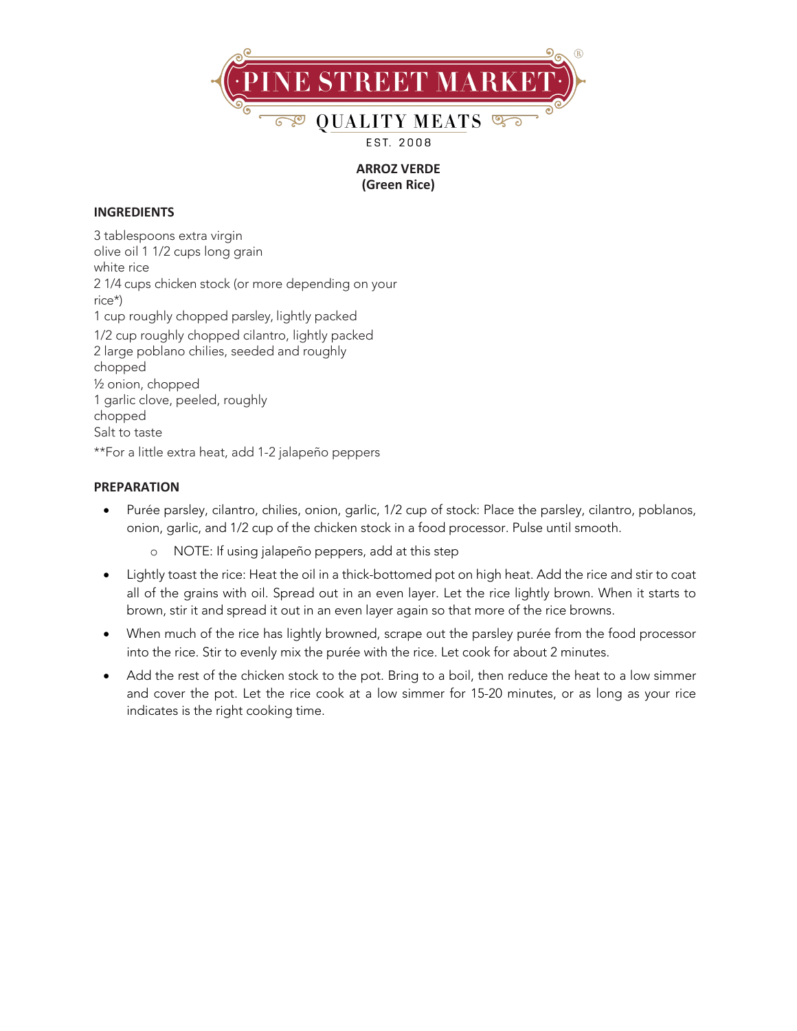PINE STREET MARKET®

QUALITY MEATS

EST. 2008

## ARROZ VERDE
## (Green Rice)

### INGREDIENTS

3 tablespoons extra virgin olive oil
1 1/2 cups long grain white rice
2 1/4 cups chicken stock (or more depending on your rice*)
1 cup roughly chopped parsley, lightly packed
1/2 cup roughly chopped cilantro, lightly packed
2 large poblano chilies, seeded and roughly chopped
½ onion, chopped
1 garlic clove, peeled, roughly chopped
Salt to taste
**For a little extra heat, add 1-2 jalapeño peppers

### PREPARATION

- Purée parsley, cilantro, chilies, onion, garlic, 1/2 cup of stock: Place the parsley, cilantro, poblanos, onion, garlic, and 1/2 cup of the chicken stock in a food processor. Pulse until smooth.
  - NOTE: If using jalapeño peppers, add at this step
- Lightly toast the rice: Heat the oil in a thick-bottomed pot on high heat. Add the rice and stir to coat all of the grains with oil. Spread out in an even layer. Let the rice lightly brown. When it starts to brown, stir it and spread it out in an even layer again so that more of the rice browns.
- When much of the rice has lightly browned, scrape out the parsley purée from the food processor into the rice. Stir to evenly mix the purée with the rice. Let cook for about 2 minutes.
- Add the rest of the chicken stock to the pot. Bring to a boil, then reduce the heat to a low simmer and cover the pot. Let the rice cook at a low simmer for 15-20 minutes, or as long as your rice indicates is the right cooking time.